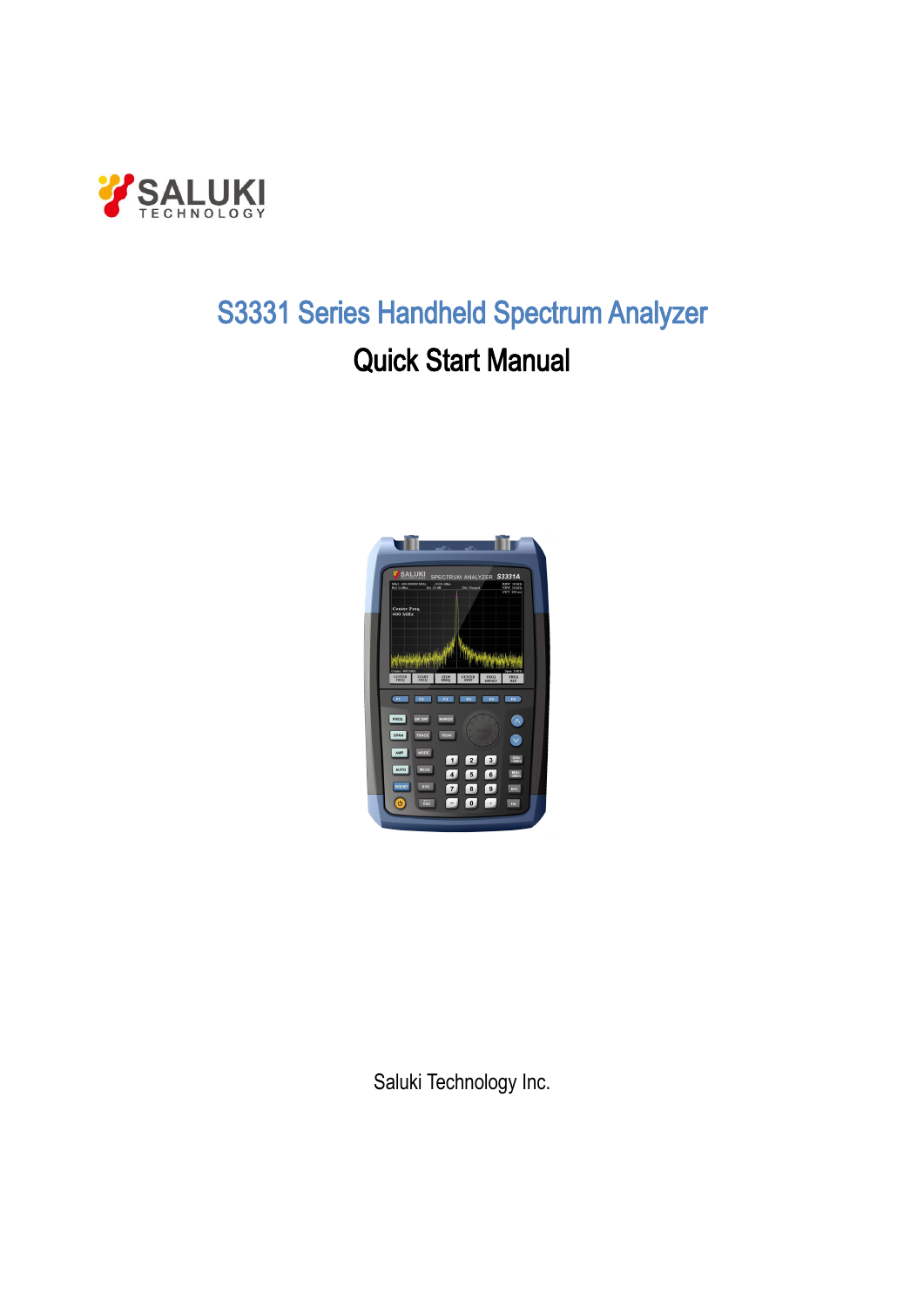SALUKI TECHNOLOGY

# S3331 Series Handheld Spectrum Analyzer

## Quick Start Manual

Saluki Technology Inc.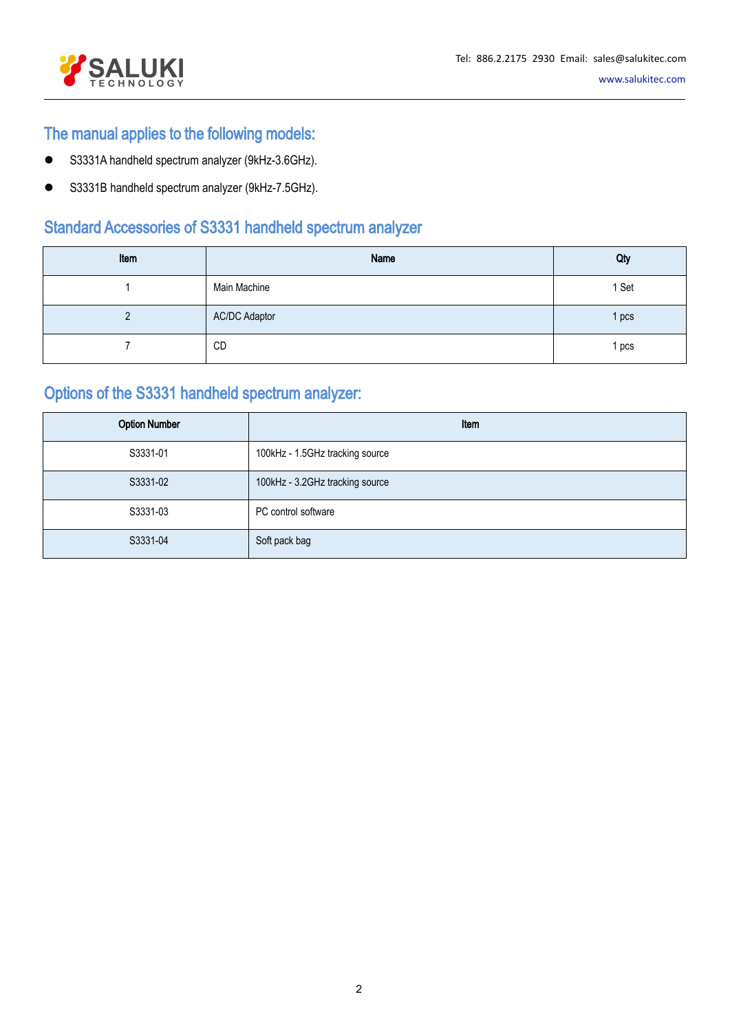## The manual applies to the following models:

- S3331A handheld spectrum analyzer (9kHz-3.6GHz).
- S3331B handheld spectrum analyzer (9kHz-7.5GHz).

## Standard Accessories of S3331 handheld spectrum analyzer

| Item | Name | Qty |
|---|---|---|
| 1 | Main Machine | 1 Set |
| 2 | AC/DC Adaptor | 1 pcs |
| 7 | CD | 1 pcs |

## Options of the S3331 handheld spectrum analyzer:

| Option Number | Item |
|---|---|
| S3331-01 | 100kHz - 1.5GHz tracking source |
| S3331-02 | 100kHz - 3.2GHz tracking source |
| S3331-03 | PC control software |
| S3331-04 | Soft pack bag |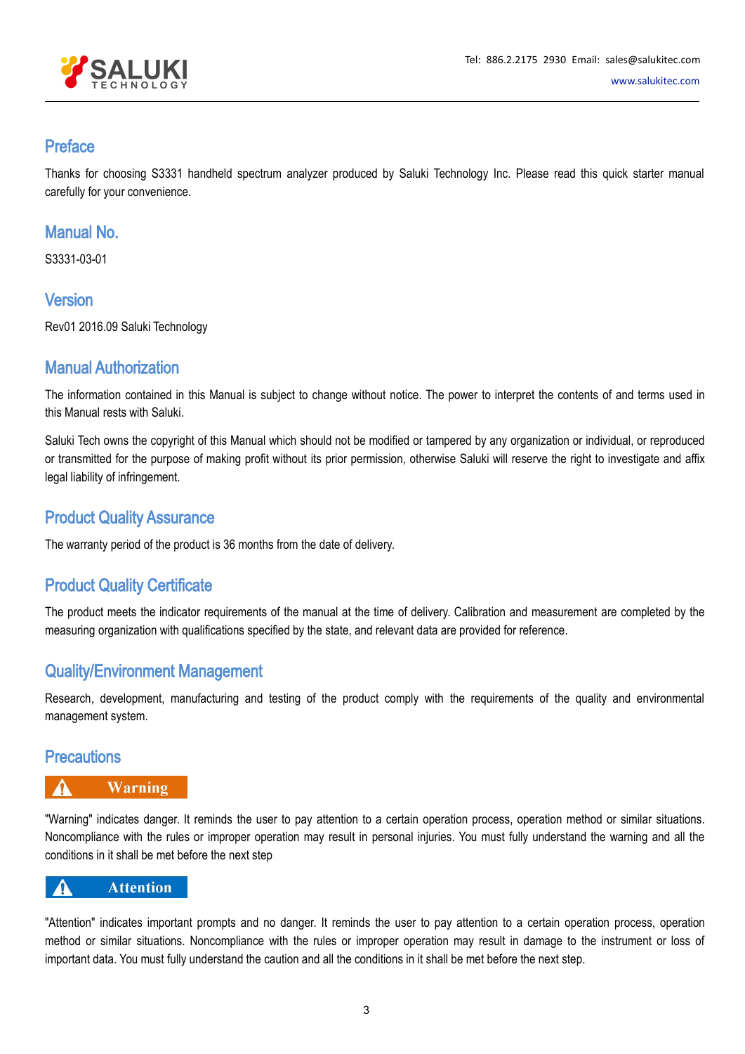## Preface

Thanks for choosing S3331 handheld spectrum analyzer produced by Saluki Technology Inc. Please read this quick starter manual carefully for your convenience.

## Manual No.

S3331-03-01

## Version

Rev01 2016.09 Saluki Technology

## Manual Authorization

The information contained in this Manual is subject to change without notice. The power to interpret the contents of and terms used in this Manual rests with Saluki.

Saluki Tech owns the copyright of this Manual which should not be modified or tampered by any organization or individual, or reproduced or transmitted for the purpose of making profit without its prior permission, otherwise Saluki will reserve the right to investigate and affix legal liability of infringement.

## Product Quality Assurance

The warranty period of the product is 36 months from the date of delivery.

## Product Quality Certificate

The product meets the indicator requirements of the manual at the time of delivery. Calibration and measurement are completed by the measuring organization with qualifications specified by the state, and relevant data are provided for reference.

## Quality/Environment Management

Research, development, manufacturing and testing of the product comply with the requirements of the quality and environmental management system.

## Precautions

**⚠ Warning**

"Warning" indicates danger. It reminds the user to pay attention to a certain operation process, operation method or similar situations. Noncompliance with the rules or improper operation may result in personal injuries. You must fully understand the warning and all the conditions in it shall be met before the next step

**⚠ Attention**

"Attention" indicates important prompts and no danger. It reminds the user to pay attention to a certain operation process, operation method or similar situations. Noncompliance with the rules or improper operation may result in damage to the instrument or loss of important data. You must fully understand the caution and all the conditions in it shall be met before the next step.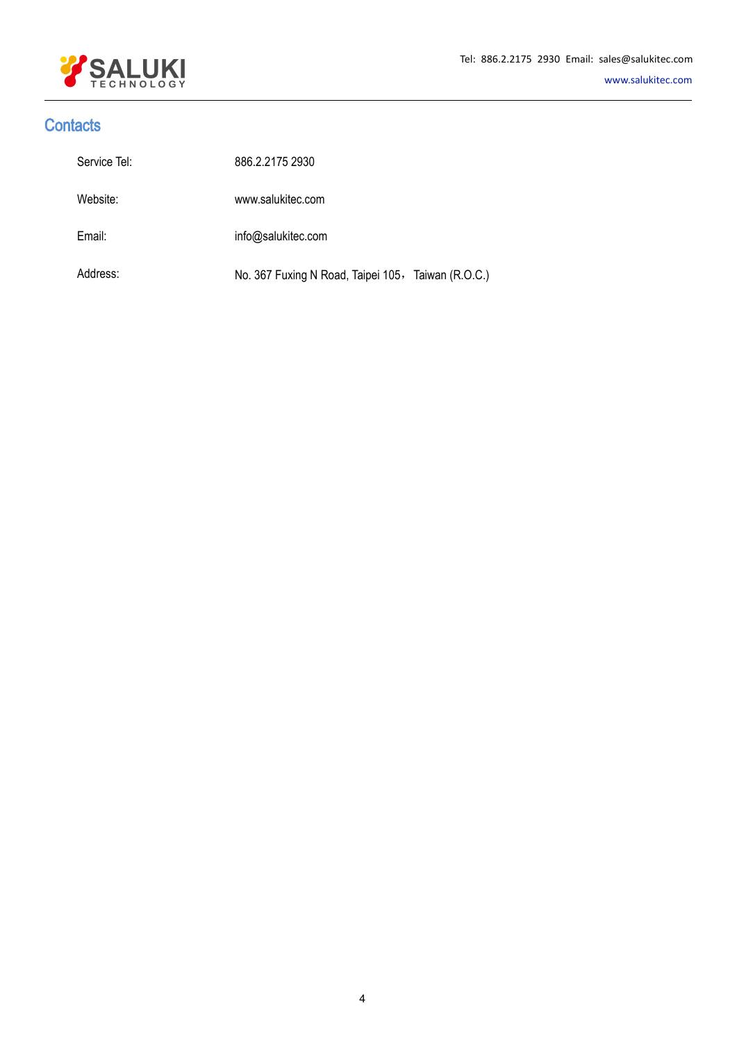## Contacts

| | |
|---|---|
| Service Tel: | 886.2.2175 2930 |
| Website: | www.salukitec.com |
| Email: | info@salukitec.com |
| Address: | No. 367 Fuxing N Road, Taipei 105， Taiwan (R.O.C.) |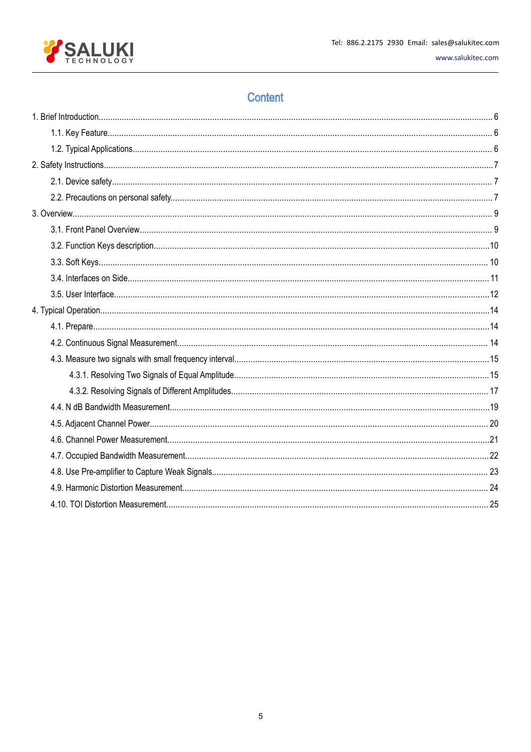# Content

1. Brief Introduction........................................................................................................ 6
    1.1. Key Feature........................................................................................................ 6
    1.2. Typical Applications........................................................................................... 6
2. Safety Instructions......................................................................................................7
    2.1. Device safety...................................................................................................... 7
    2.2. Precautions on personal safety...........................................................................7
3. Overview.................................................................................................................... 9
    3.1. Front Panel Overview......................................................................................... 9
    3.2. Function Keys description.................................................................................10
    3.3. Soft Keys.......................................................................................................... 10
    3.4. Interfaces on Side............................................................................................. 11
    3.5. User Interface...................................................................................................12
4. Typical Operation......................................................................................................14
    4.1. Prepare.............................................................................................................14
    4.2. Continuous Signal Measurement...................................................................... 14
    4.3. Measure two signals with small frequency interval...........................................15
        4.3.1. Resolving Two Signals of Equal Amplitude..................................................15
        4.3.2. Resolving Signals of Different Amplitudes.................................................. 17
    4.4. N dB Bandwidth Measurement.........................................................................19
    4.5. Adjacent Channel Power.................................................................................. 20
    4.6. Channel Power Measurement...........................................................................21
    4.7. Occupied Bandwidth Measurement..................................................................22
    4.8. Use Pre-amplifier to Capture Weak Signals...................................................... 23
    4.9. Harmonic Distortion Measurement................................................................... 24
    4.10. TOI Distortion Measurement.......................................................................... 25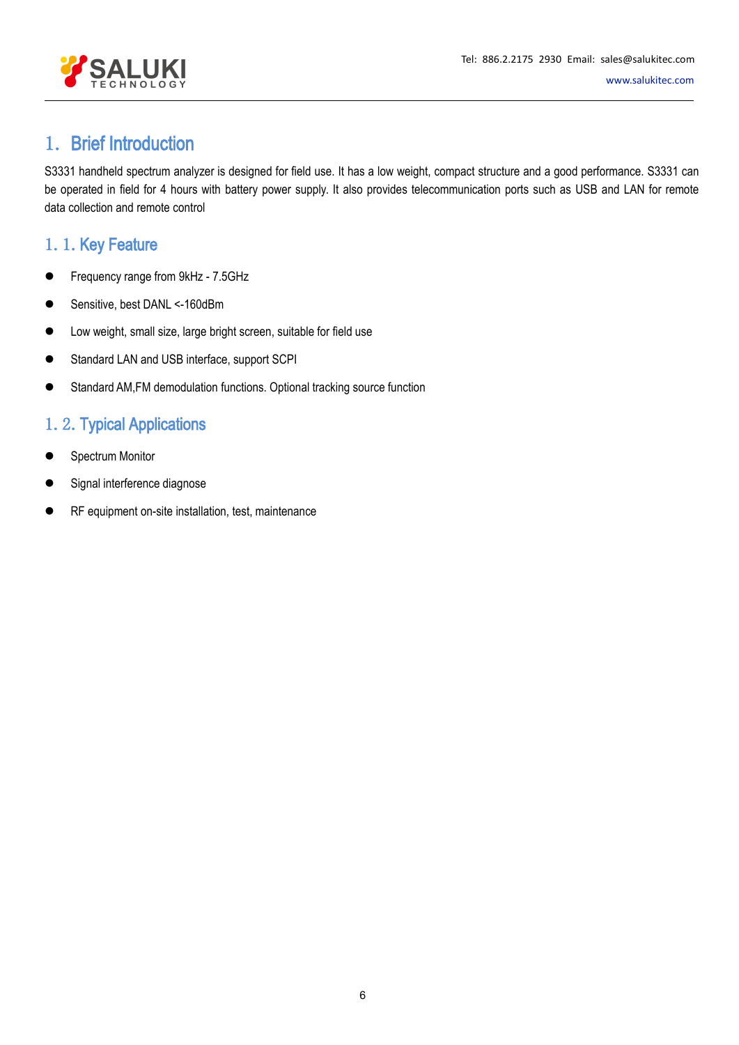# 1. Brief Introduction

S3331 handheld spectrum analyzer is designed for field use. It has a low weight, compact structure and a good performance. S3331 can be operated in field for 4 hours with battery power supply. It also provides telecommunication ports such as USB and LAN for remote data collection and remote control

## 1. 1. Key Feature

- Frequency range from 9kHz - 7.5GHz
- Sensitive, best DANL <-160dBm
- Low weight, small size, large bright screen, suitable for field use
- Standard LAN and USB interface, support SCPI
- Standard AM,FM demodulation functions. Optional tracking source function

## 1. 2. Typical Applications

- Spectrum Monitor
- Signal interference diagnose
- RF equipment on-site installation, test, maintenance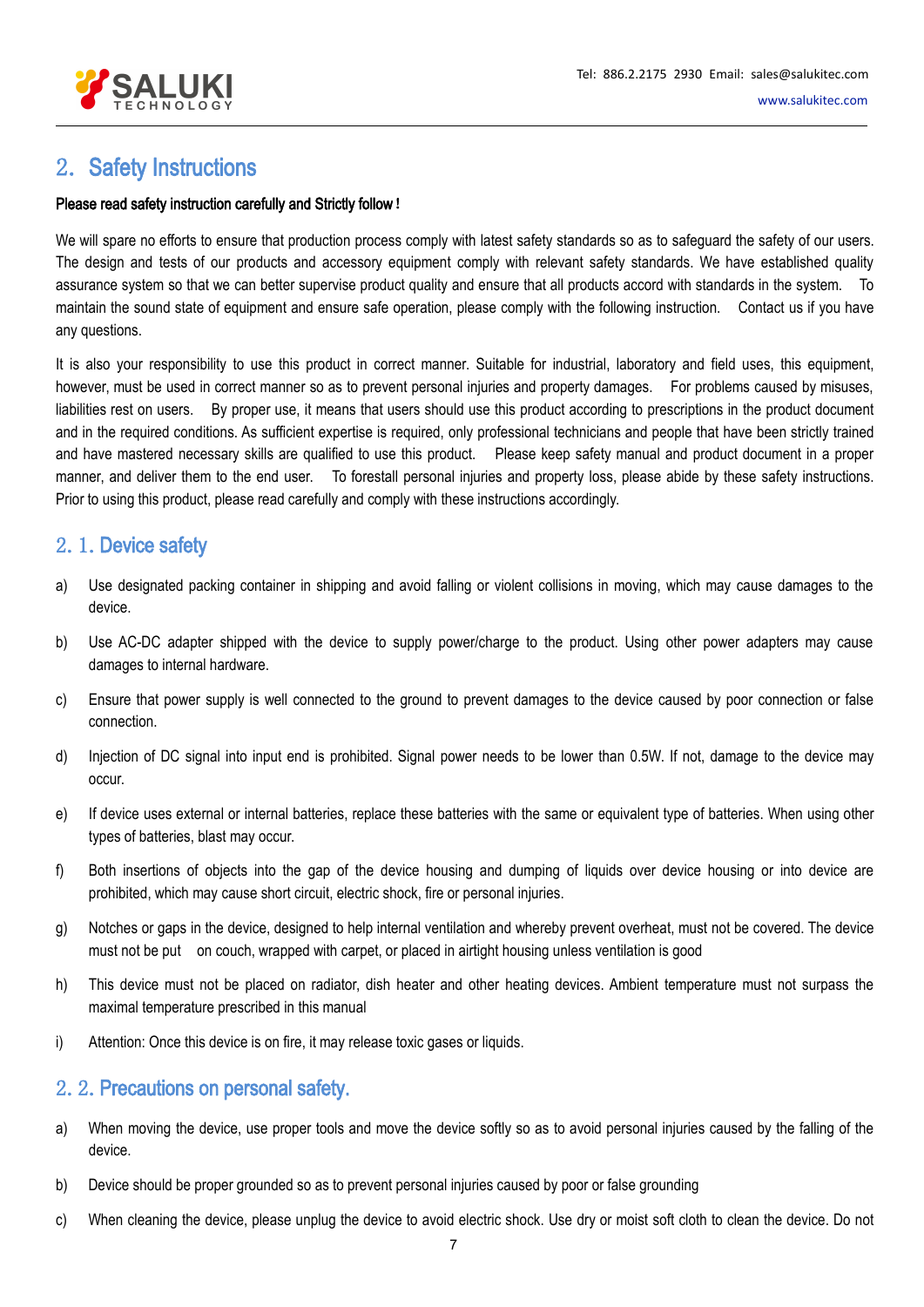## 2. Safety Instructions

**Please read safety instruction carefully and Strictly follow!**

We will spare no efforts to ensure that production process comply with latest safety standards so as to safeguard the safety of our users. The design and tests of our products and accessory equipment comply with relevant safety standards. We have established quality assurance system so that we can better supervise product quality and ensure that all products accord with standards in the system. To maintain the sound state of equipment and ensure safe operation, please comply with the following instruction. Contact us if you have any questions.

It is also your responsibility to use this product in correct manner. Suitable for industrial, laboratory and field uses, this equipment, however, must be used in correct manner so as to prevent personal injuries and property damages. For problems caused by misuses, liabilities rest on users. By proper use, it means that users should use this product according to prescriptions in the product document and in the required conditions. As sufficient expertise is required, only professional technicians and people that have been strictly trained and have mastered necessary skills are qualified to use this product. Please keep safety manual and product document in a proper manner, and deliver them to the end user. To forestall personal injuries and property loss, please abide by these safety instructions. Prior to using this product, please read carefully and comply with these instructions accordingly.

### 2. 1. Device safety

a) Use designated packing container in shipping and avoid falling or violent collisions in moving, which may cause damages to the device.

b) Use AC-DC adapter shipped with the device to supply power/charge to the product. Using other power adapters may cause damages to internal hardware.

c) Ensure that power supply is well connected to the ground to prevent damages to the device caused by poor connection or false connection.

d) Injection of DC signal into input end is prohibited. Signal power needs to be lower than 0.5W. If not, damage to the device may occur.

e) If device uses external or internal batteries, replace these batteries with the same or equivalent type of batteries. When using other types of batteries, blast may occur.

f) Both insertions of objects into the gap of the device housing and dumping of liquids over device housing or into device are prohibited, which may cause short circuit, electric shock, fire or personal injuries.

g) Notches or gaps in the device, designed to help internal ventilation and whereby prevent overheat, must not be covered. The device must not be put on couch, wrapped with carpet, or placed in airtight housing unless ventilation is good

h) This device must not be placed on radiator, dish heater and other heating devices. Ambient temperature must not surpass the maximal temperature prescribed in this manual

i) Attention: Once this device is on fire, it may release toxic gases or liquids.

### 2. 2. Precautions on personal safety.

a) When moving the device, use proper tools and move the device softly so as to avoid personal injuries caused by the falling of the device.

b) Device should be proper grounded so as to prevent personal injuries caused by poor or false grounding

c) When cleaning the device, please unplug the device to avoid electric shock. Use dry or moist soft cloth to clean the device. Do not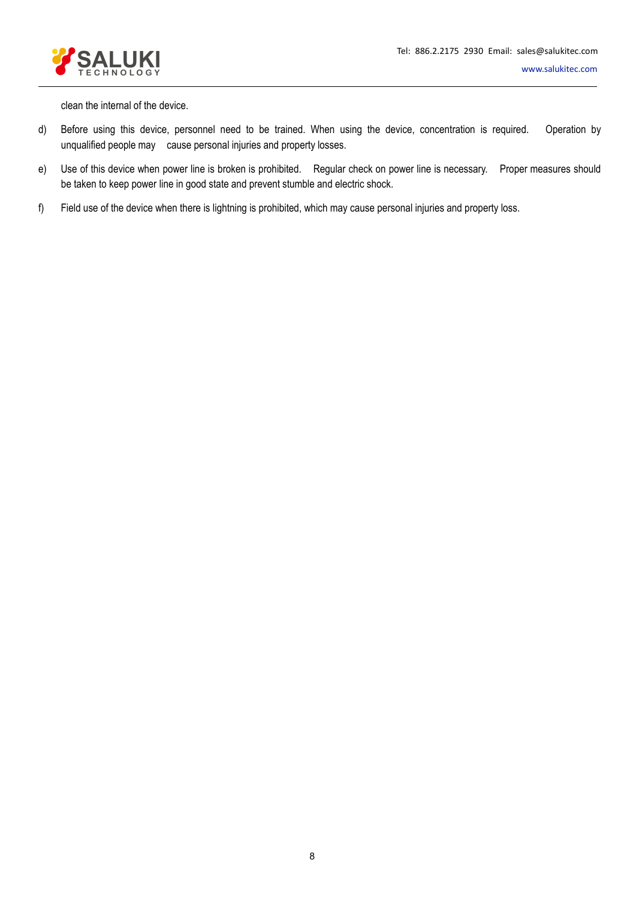clean the internal of the device.

d) Before using this device, personnel need to be trained. When using the device, concentration is required. Operation by unqualified people may cause personal injuries and property losses.

e) Use of this device when power line is broken is prohibited. Regular check on power line is necessary. Proper measures should be taken to keep power line in good state and prevent stumble and electric shock.

f) Field use of the device when there is lightning is prohibited, which may cause personal injuries and property loss.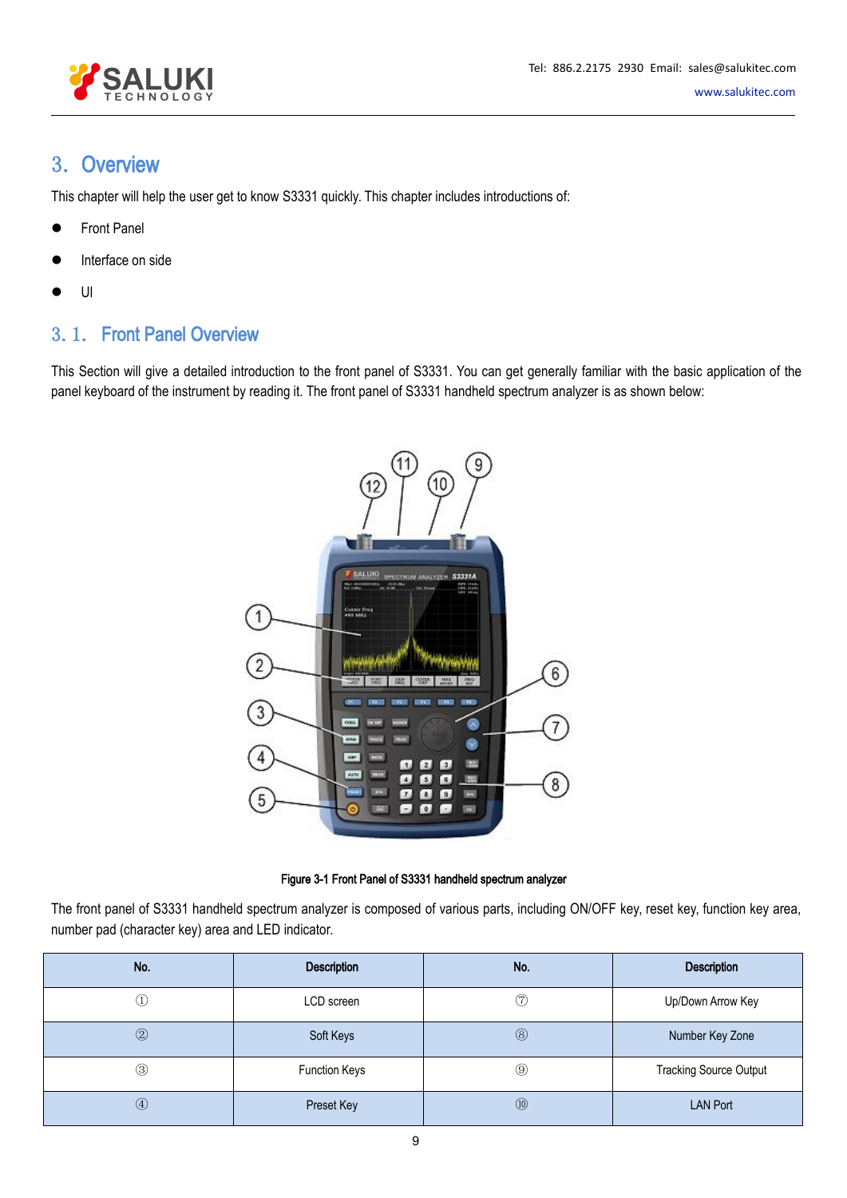# 3. Overview

This chapter will help the user get to know S3331 quickly. This chapter includes introductions of:

- Front Panel
- Interface on side
- UI

## 3.1. Front Panel Overview

This Section will give a detailed introduction to the front panel of S3331. You can get generally familiar with the basic application of the panel keyboard of the instrument by reading it. The front panel of S3331 handheld spectrum analyzer is as shown below:

Figure 3-1 Front Panel of S3331 handheld spectrum analyzer

The front panel of S3331 handheld spectrum analyzer is composed of various parts, including ON/OFF key, reset key, function key area, number pad (character key) area and LED indicator.

| No. | Description | No. | Description |
|---|---|---|---|
| ① | LCD screen | ⑦ | Up/Down Arrow Key |
| ② | Soft Keys | ⑧ | Number Key Zone |
| ③ | Function Keys | ⑨ | Tracking Source Output |
| ④ | Preset Key | ⑩ | LAN Port |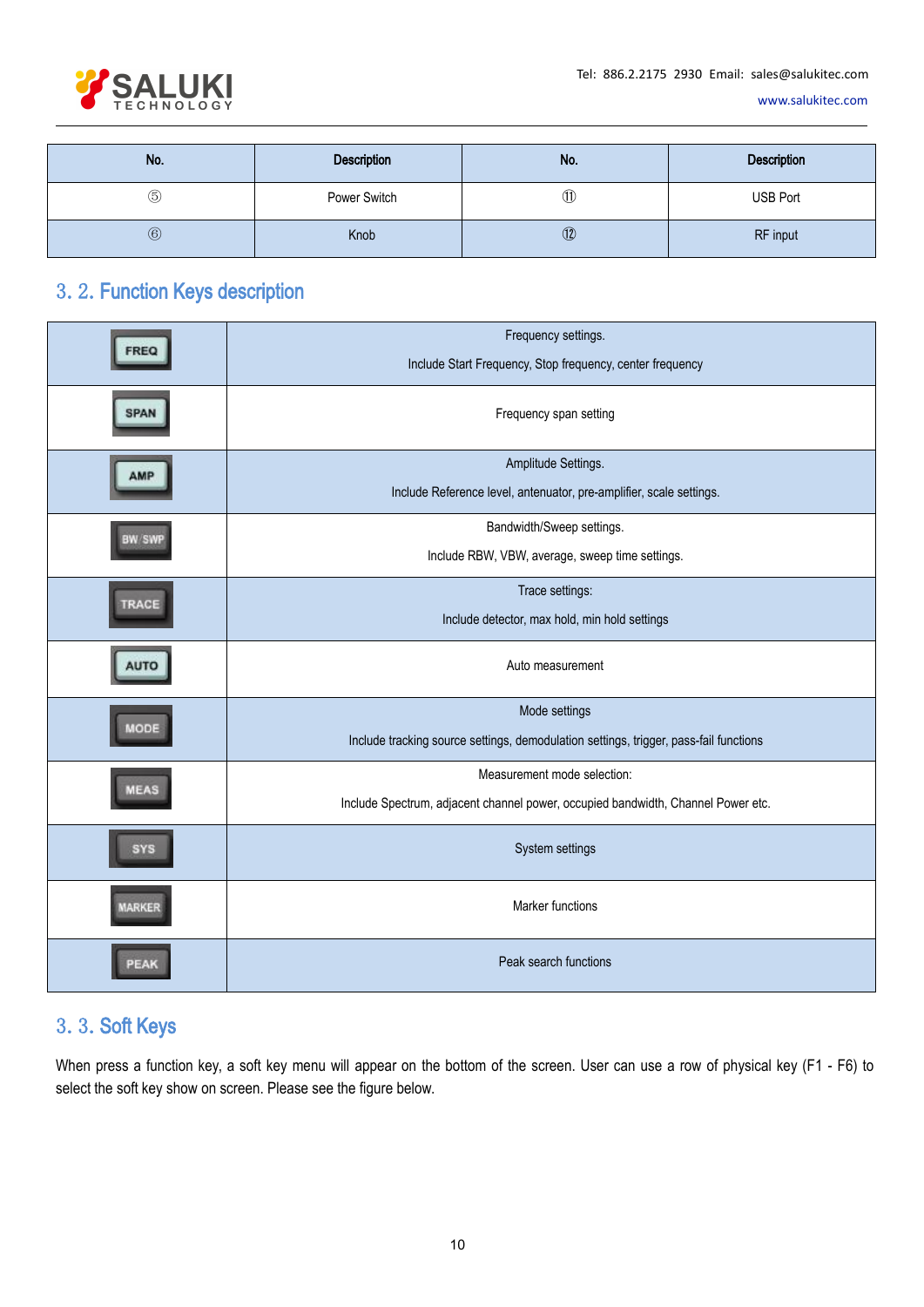| No. | Description | No. | Description |
|---|---|---|---|
| ⑤ | Power Switch | ⑪ | USB Port |
| ⑥ | Knob | ⑫ | RF input |

## 3. 2. Function Keys description

| Key | Description |
|---|---|
| FREQ | Frequency settings.<br>Include Start Frequency, Stop frequency, center frequency |
| SPAN | Frequency span setting |
| AMP | Amplitude Settings.<br>Include Reference level, antenuator, pre-amplifier, scale settings. |
| BW/SWP | Bandwidth/Sweep settings.<br>Include RBW, VBW, average, sweep time settings. |
| TRACE | Trace settings:<br>Include detector, max hold, min hold settings |
| AUTO | Auto measurement |
| MODE | Mode settings<br>Include tracking source settings, demodulation settings, trigger, pass-fail functions |
| MEAS | Measurement mode selection:<br>Include Spectrum, adjacent channel power, occupied bandwidth, Channel Power etc. |
| SYS | System settings |
| MARKER | Marker functions |
| PEAK | Peak search functions |

## 3. 3. Soft Keys

When press a function key, a soft key menu will appear on the bottom of the screen. User can use a row of physical key (F1 - F6) to select the soft key show on screen. Please see the figure below.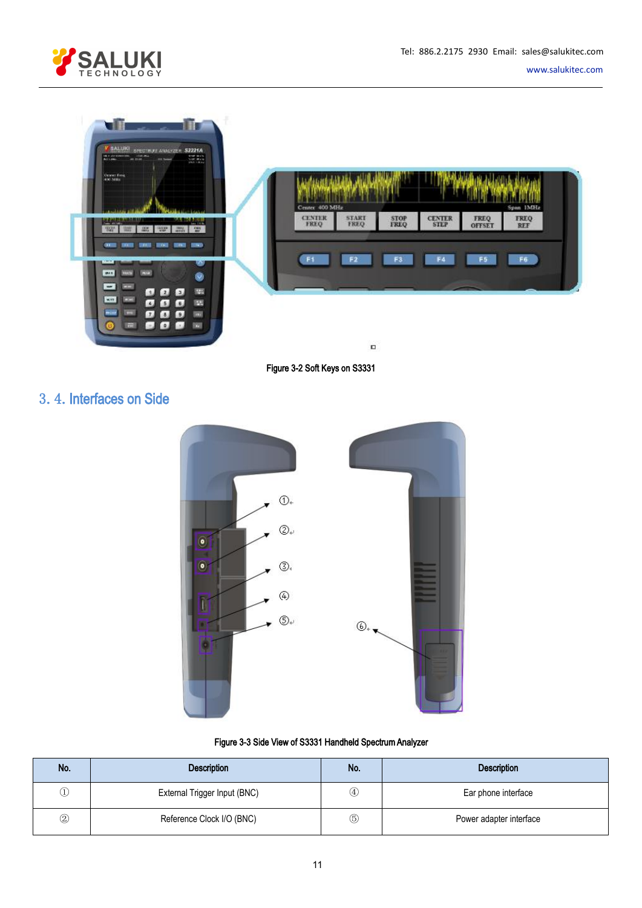Figure 3-2 Soft Keys on S3331

## 3. 4. Interfaces on Side

Figure 3-3 Side View of S3331 Handheld Spectrum Analyzer

| No. | Description | No. | Description |
| --- | --- | --- | --- |
| ① | External Trigger Input (BNC) | ④ | Ear phone interface |
| ② | Reference Clock I/O (BNC) | ⑤ | Power adapter interface |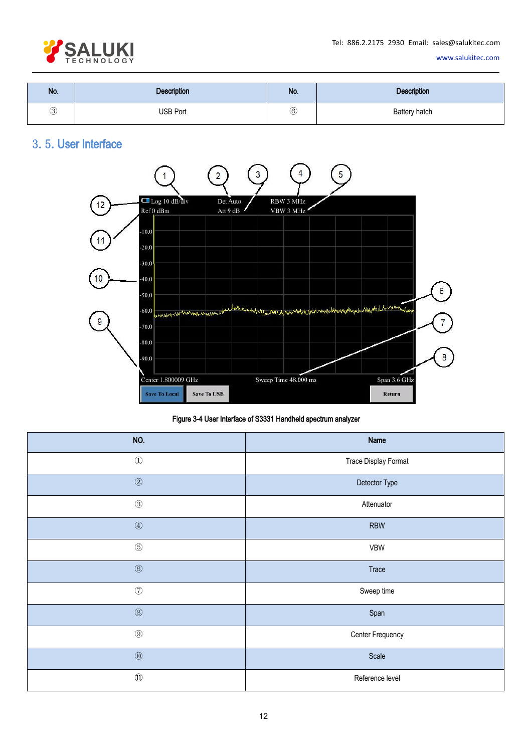| No. | Description | No. | Description |
| --- | --- | --- | --- |
| ③ | USB Port | ⑥ | Battery hatch |

## 3. 5. User Interface

Figure 3-4 User Interface of S3331 Handheld spectrum analyzer

| NO. | Name |
| --- | --- |
| ① | Trace Display Format |
| ② | Detector Type |
| ③ | Attenuator |
| ④ | RBW |
| ⑤ | VBW |
| ⑥ | Trace |
| ⑦ | Sweep time |
| ⑧ | Span |
| ⑨ | Center Frequency |
| ⑩ | Scale |
| ⑪ | Reference level |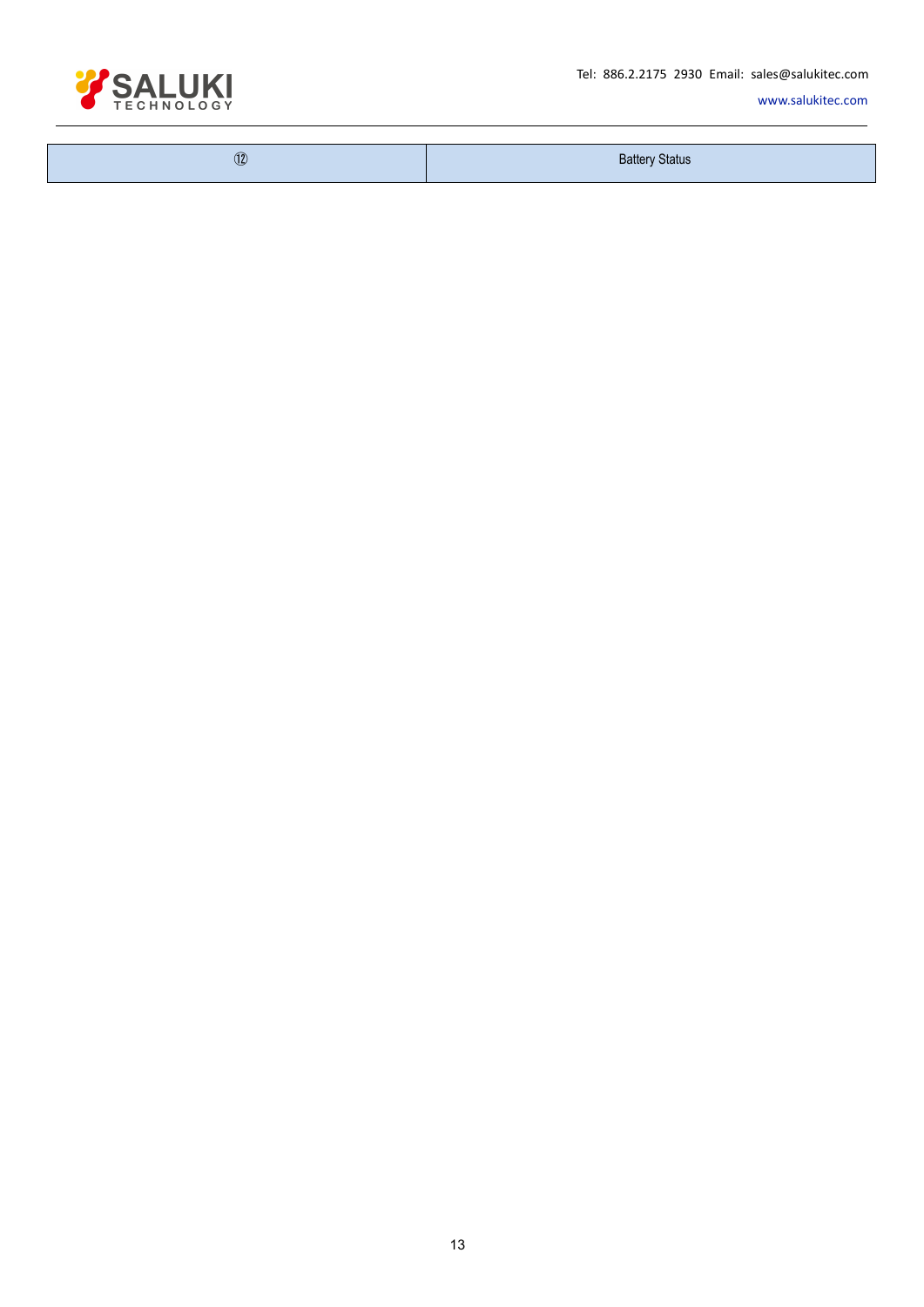| ⑫ | Battery Status |
|---|---|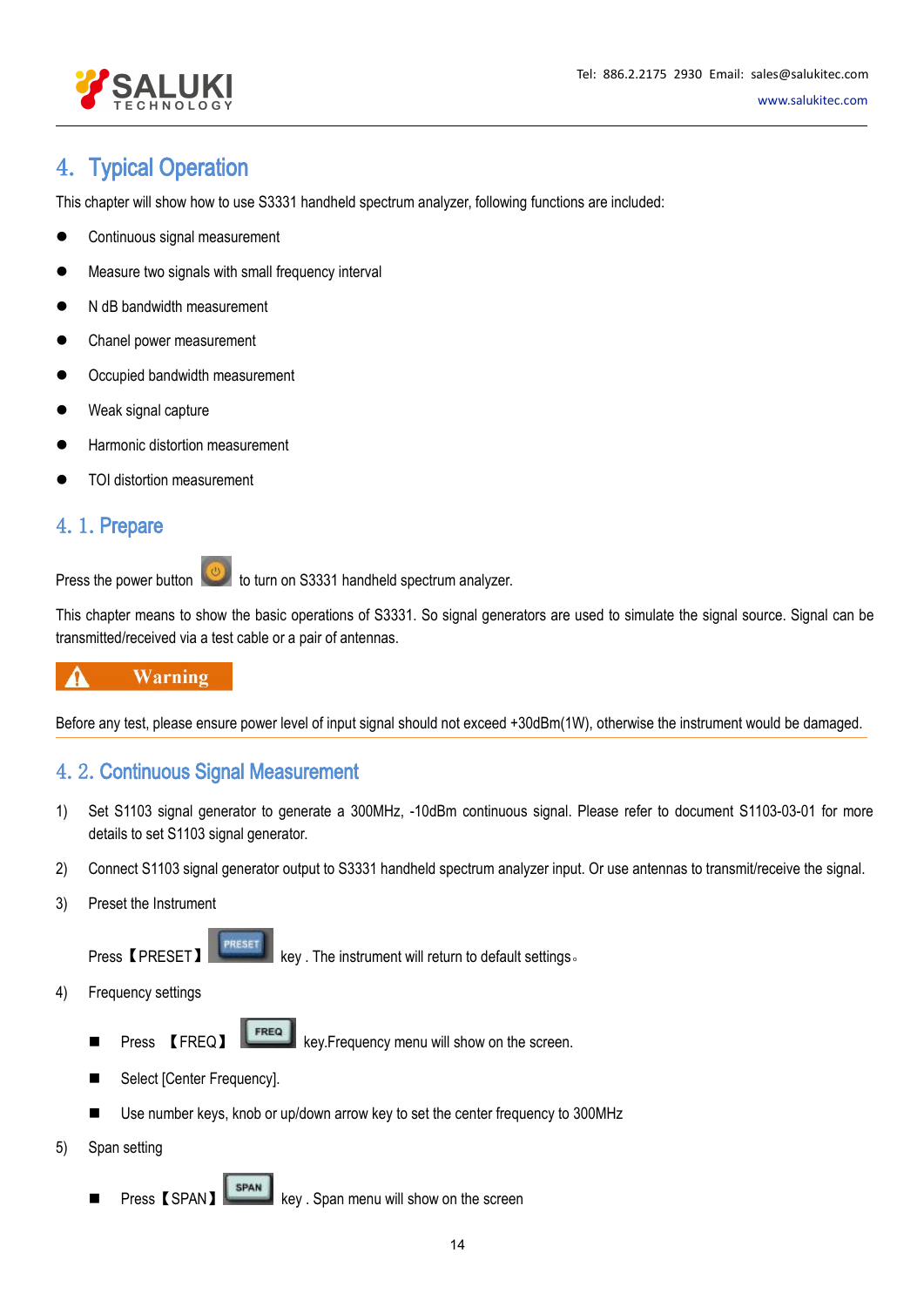# 4. Typical Operation

This chapter will show how to use S3331 handheld spectrum analyzer, following functions are included:

- Continuous signal measurement
- Measure two signals with small frequency interval
- N dB bandwidth measurement
- Chanel power measurement
- Occupied bandwidth measurement
- Weak signal capture
- Harmonic distortion measurement
- TOI distortion measurement

## 4. 1. Prepare

Press the power button to turn on S3331 handheld spectrum analyzer.

This chapter means to show the basic operations of S3331. So signal generators are used to simulate the signal source. Signal can be transmitted/received via a test cable or a pair of antennas.

**Warning**

Before any test, please ensure power level of input signal should not exceed +30dBm(1W), otherwise the instrument would be damaged.

## 4. 2. Continuous Signal Measurement

1) Set S1103 signal generator to generate a 300MHz, -10dBm continuous signal. Please refer to document S1103-03-01 for more details to set S1103 signal generator.
2) Connect S1103 signal generator output to S3331 handheld spectrum analyzer input. Or use antennas to transmit/receive the signal.
3) Preset the Instrument

   Press【PRESET】 key . The instrument will return to default settings。
4) Frequency settings
   - Press 【FREQ】 key.Frequency menu will show on the screen.
   - Select [Center Frequency].
   - Use number keys, knob or up/down arrow key to set the center frequency to 300MHz
5) Span setting
   - Press【SPAN】 key . Span menu will show on the screen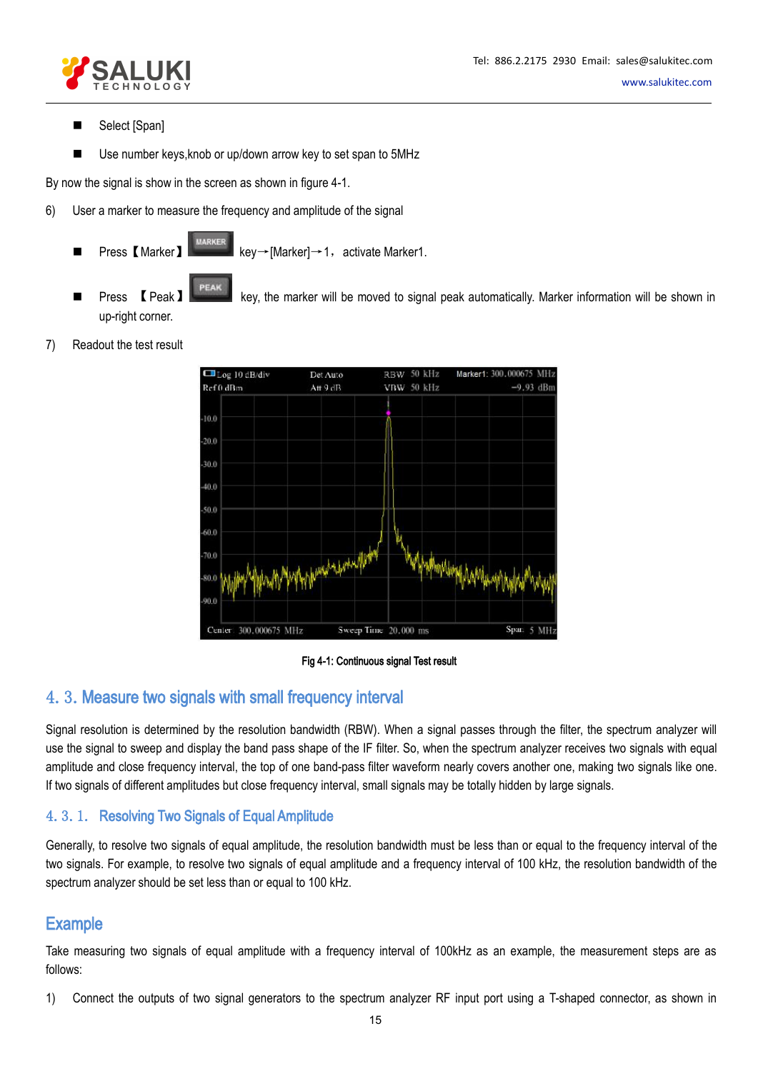- Select [Span]
- Use number keys,knob or up/down arrow key to set span to 5MHz

By now the signal is show in the screen as shown in figure 4-1.

6) User a marker to measure the frequency and amplitude of the signal

- Press【Marker】 key→[Marker]→1，activate Marker1.
- Press 【Peak】 key, the marker will be moved to signal peak automatically. Marker information will be shown in up-right corner.

7) Readout the test result

Fig 4-1: Continuous signal Test result

## 4. 3. Measure two signals with small frequency interval

Signal resolution is determined by the resolution bandwidth (RBW). When a signal passes through the filter, the spectrum analyzer will use the signal to sweep and display the band pass shape of the IF filter. So, when the spectrum analyzer receives two signals with equal amplitude and close frequency interval, the top of one band-pass filter waveform nearly covers another one, making two signals like one. If two signals of different amplitudes but close frequency interval, small signals may be totally hidden by large signals.

### 4. 3. 1. Resolving Two Signals of Equal Amplitude

Generally, to resolve two signals of equal amplitude, the resolution bandwidth must be less than or equal to the frequency interval of the two signals. For example, to resolve two signals of equal amplitude and a frequency interval of 100 kHz, the resolution bandwidth of the spectrum analyzer should be set less than or equal to 100 kHz.

## Example

Take measuring two signals of equal amplitude with a frequency interval of 100kHz as an example, the measurement steps are as follows:

1) Connect the outputs of two signal generators to the spectrum analyzer RF input port using a T-shaped connector, as shown in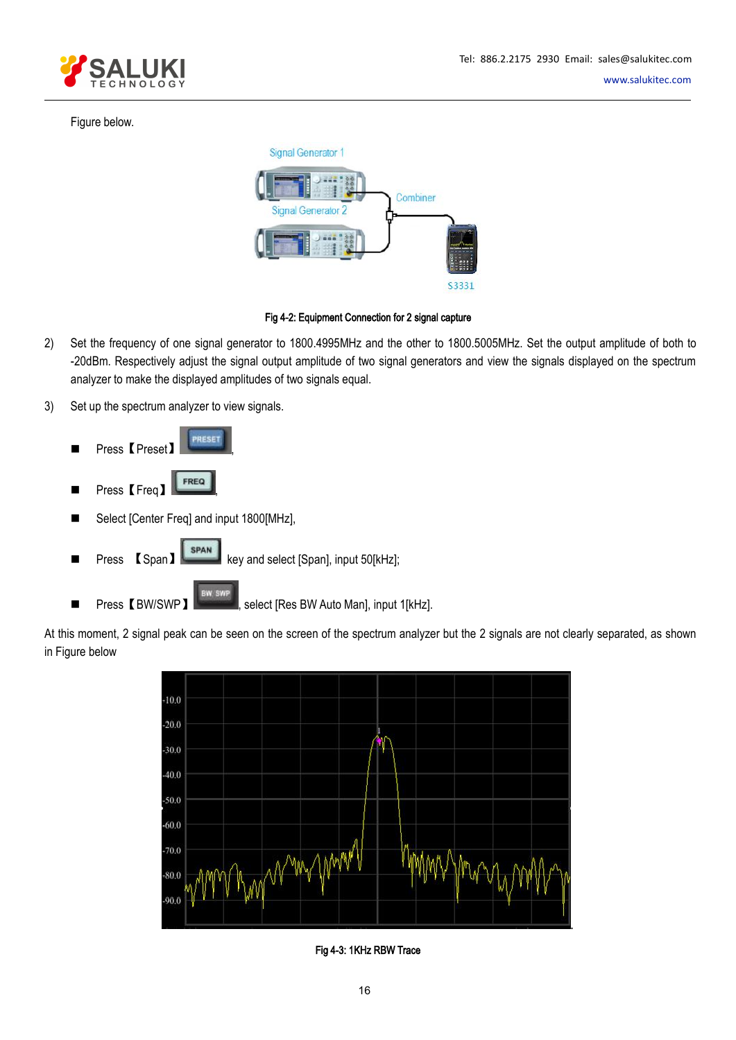Figure below.

Fig 4-2: Equipment Connection for 2 signal capture

2) Set the frequency of one signal generator to 1800.4995MHz and the other to 1800.5005MHz. Set the output amplitude of both to -20dBm. Respectively adjust the signal output amplitude of two signal generators and view the signals displayed on the spectrum analyzer to make the displayed amplitudes of two signals equal.

3) Set up the spectrum analyzer to view signals.

- Press【Preset】,
- Press【Freq】,
- Select [Center Freq] and input 1800[MHz],
- Press 【Span】 key and select [Span], input 50[kHz];
- Press【BW/SWP】, select [Res BW Auto Man], input 1[kHz].

At this moment, 2 signal peak can be seen on the screen of the spectrum analyzer but the 2 signals are not clearly separated, as shown in Figure below

Fig 4-3: 1KHz RBW Trace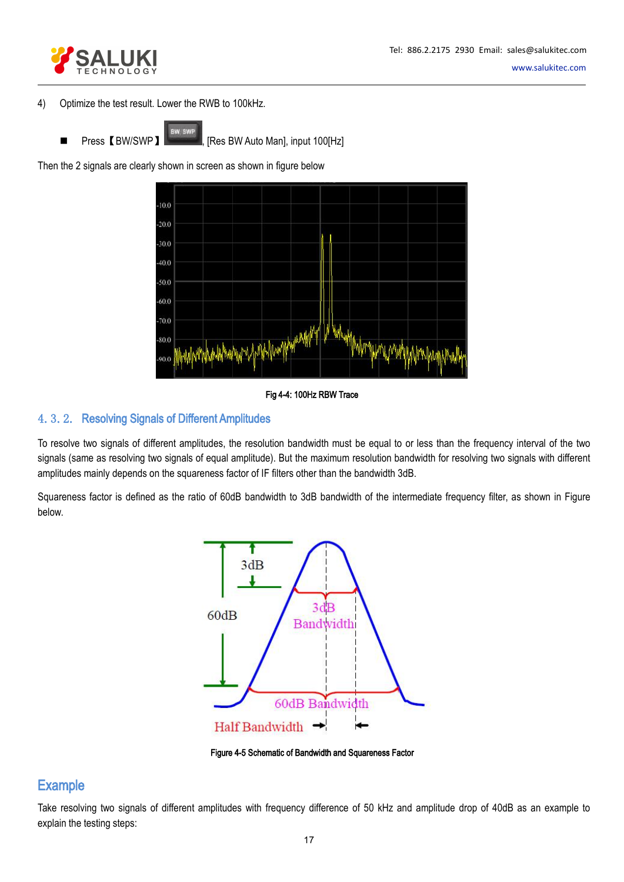4) Optimize the test result. Lower the RWB to 100kHz.

- Press【BW/SWP】, [Res BW Auto Man], input 100[Hz]

Then the 2 signals are clearly shown in screen as shown in figure below

Fig 4-4: 100Hz RBW Trace

## 4. 3. 2. Resolving Signals of Different Amplitudes

To resolve two signals of different amplitudes, the resolution bandwidth must be equal to or less than the frequency interval of the two signals (same as resolving two signals of equal amplitude). But the maximum resolution bandwidth for resolving two signals with different amplitudes mainly depends on the squareness factor of IF filters other than the bandwidth 3dB.

Squareness factor is defined as the ratio of 60dB bandwidth to 3dB bandwidth of the intermediate frequency filter, as shown in Figure below.

Figure 4-5 Schematic of Bandwidth and Squareness Factor

## Example

Take resolving two signals of different amplitudes with frequency difference of 50 kHz and amplitude drop of 40dB as an example to explain the testing steps: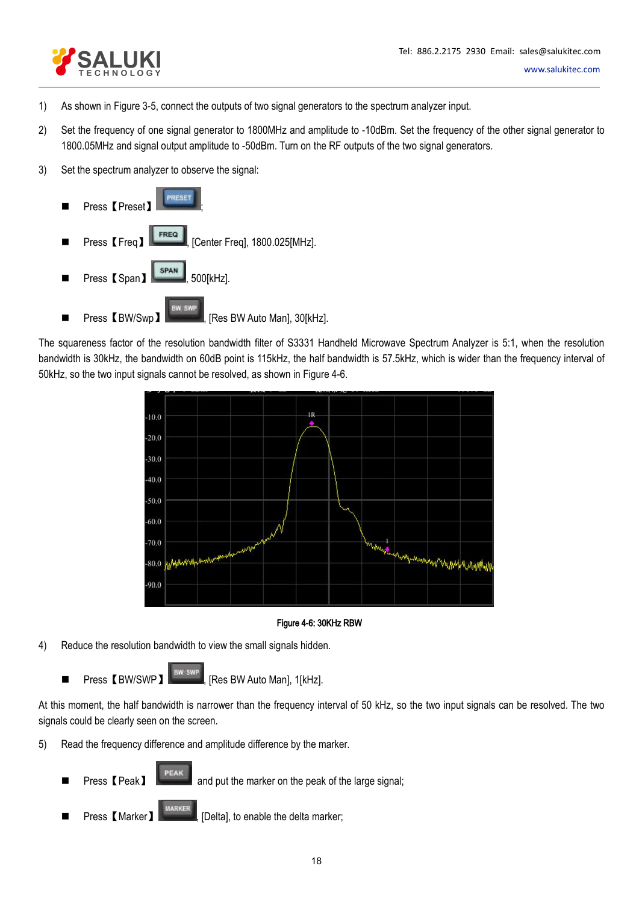1) As shown in Figure 3-5, connect the outputs of two signal generators to the spectrum analyzer input.

2) Set the frequency of one signal generator to 1800MHz and amplitude to -10dBm. Set the frequency of the other signal generator to 1800.05MHz and signal output amplitude to -50dBm. Turn on the RF outputs of the two signal generators.

3) Set the spectrum analyzer to observe the signal:

   - Press【Preset】;
   - Press【Freq】, [Center Freq], 1800.025[MHz].
   - Press【Span】, 500[kHz].
   - Press【BW/Swp】, [Res BW Auto Man], 30[kHz].

The squareness factor of the resolution bandwidth filter of S3331 Handheld Microwave Spectrum Analyzer is 5:1, when the resolution bandwidth is 30kHz, the bandwidth on 60dB point is 115kHz, the half bandwidth is 57.5kHz, which is wider than the frequency interval of 50kHz, so the two input signals cannot be resolved, as shown in Figure 4-6.

Figure 4-6: 30KHz RBW

4) Reduce the resolution bandwidth to view the small signals hidden.

   - Press【BW/SWP】, [Res BW Auto Man], 1[kHz].

At this moment, the half bandwidth is narrower than the frequency interval of 50 kHz, so the two input signals can be resolved. The two signals could be clearly seen on the screen.

5) Read the frequency difference and amplitude difference by the marker.

   - Press【Peak】 and put the marker on the peak of the large signal;
   - Press【Marker】, [Delta], to enable the delta marker;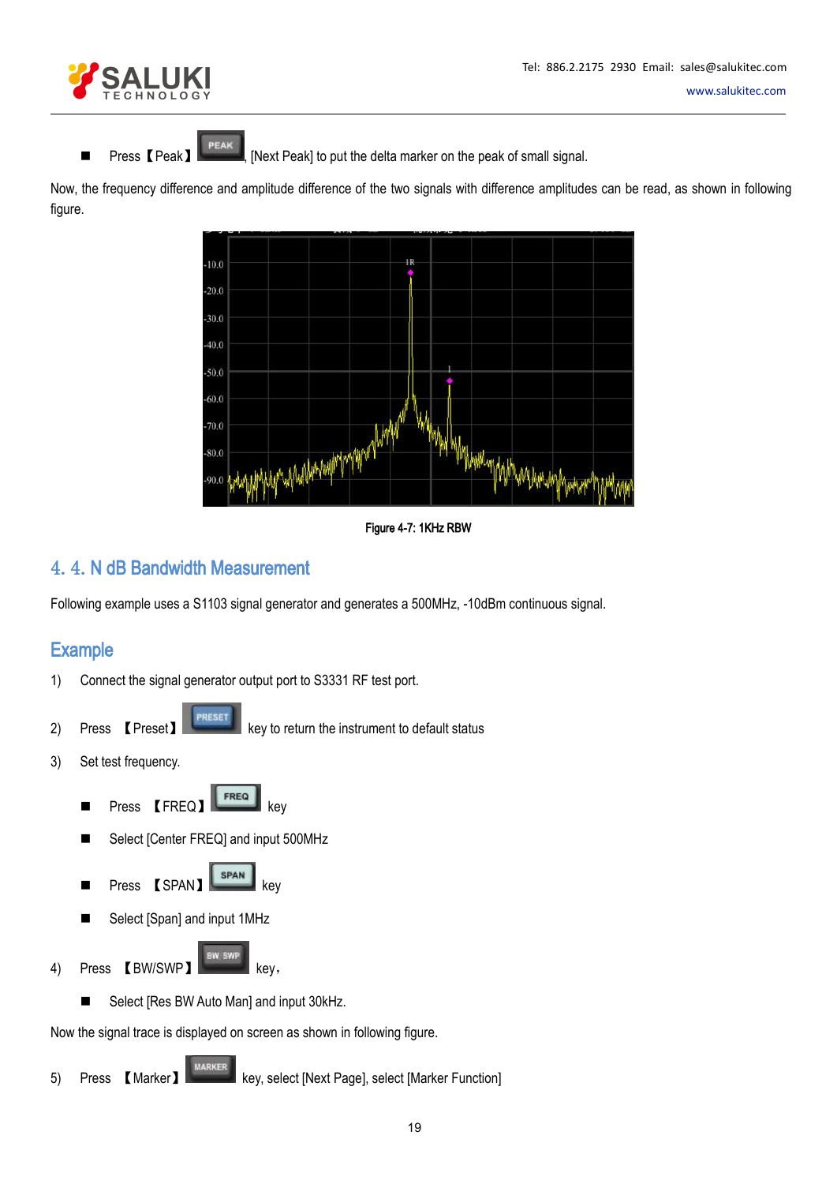- Press【Peak】, [Next Peak] to put the delta marker on the peak of small signal.

Now, the frequency difference and amplitude difference of the two signals with difference amplitudes can be read, as shown in following figure.

Figure 4-7: 1KHz RBW

## 4. 4. N dB Bandwidth Measurement

Following example uses a S1103 signal generator and generates a 500MHz, -10dBm continuous signal.

## Example

1) Connect the signal generator output port to S3331 RF test port.

2) Press 【Preset】 key to return the instrument to default status

3) Set test frequency.

- Press 【FREQ】 key
- Select [Center FREQ] and input 500MHz
- Press 【SPAN】 key
- Select [Span] and input 1MHz

4) Press 【BW/SWP】 key，

- Select [Res BW Auto Man] and input 30kHz.

Now the signal trace is displayed on screen as shown in following figure.

5) Press 【Marker】 key, select [Next Page], select [Marker Function]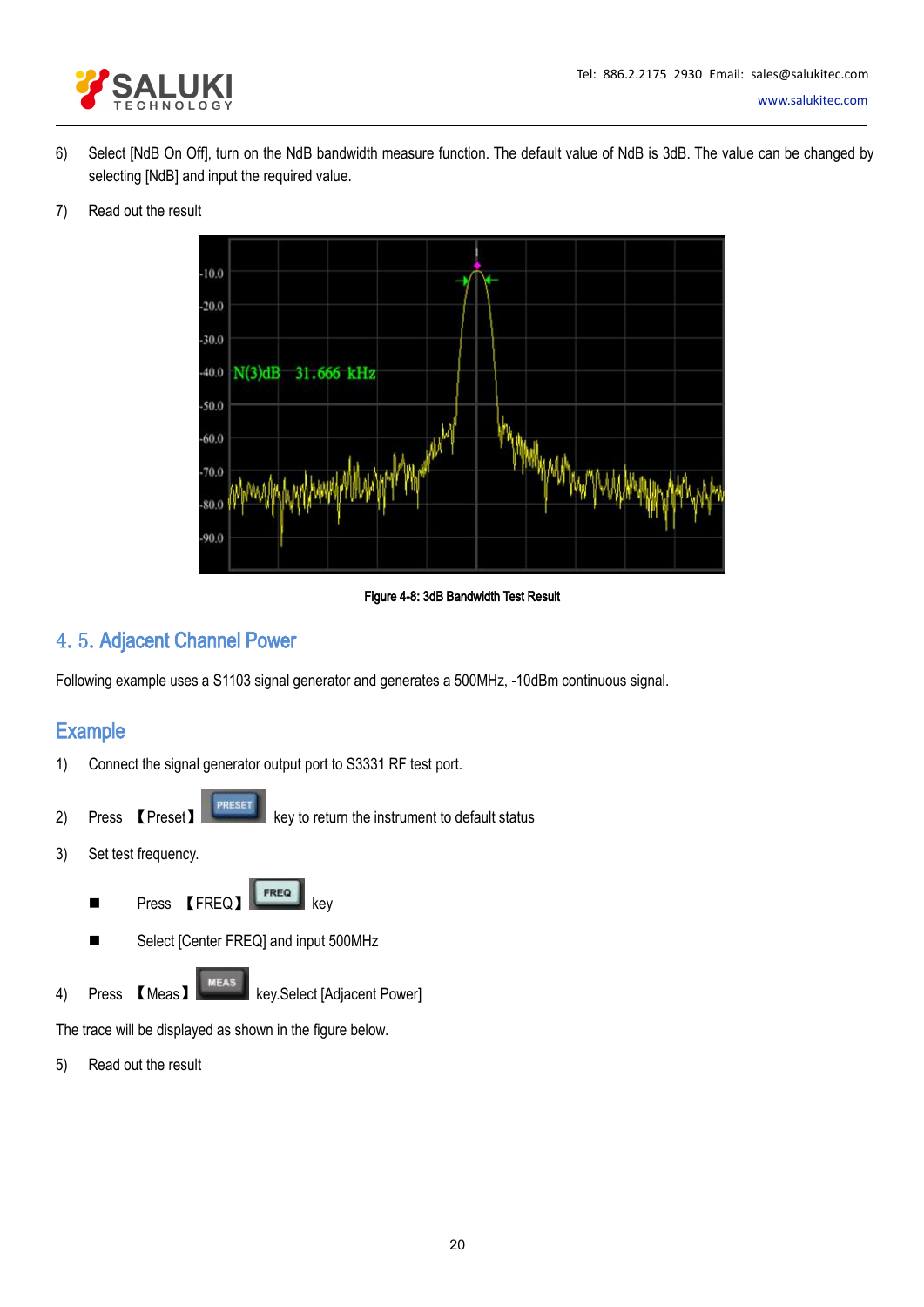6) Select [NdB On Off], turn on the NdB bandwidth measure function. The default value of NdB is 3dB. The value can be changed by selecting [NdB] and input the required value.

7) Read out the result

Figure 4-8: 3dB Bandwidth Test Result

## 4. 5. Adjacent Channel Power

Following example uses a S1103 signal generator and generates a 500MHz, -10dBm continuous signal.

### Example

1) Connect the signal generator output port to S3331 RF test port.

2) Press 【Preset】 key to return the instrument to default status

3) Set test frequency.

   - Press 【FREQ】 key
   - Select [Center FREQ] and input 500MHz

4) Press 【Meas】 key.Select [Adjacent Power]

The trace will be displayed as shown in the figure below.

5) Read out the result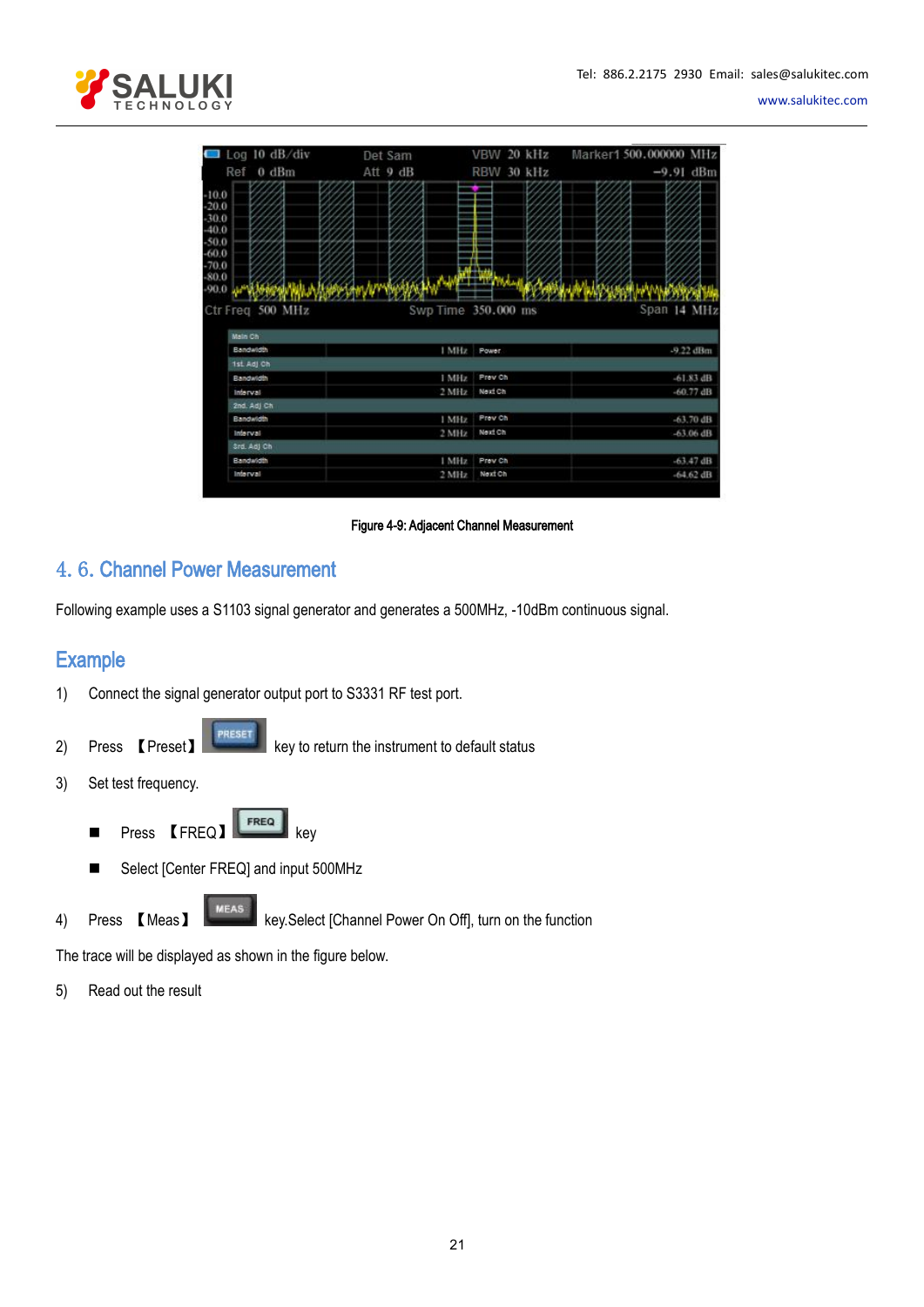Figure 4-9: Adjacent Channel Measurement

## 4. 6. Channel Power Measurement

Following example uses a S1103 signal generator and generates a 500MHz, -10dBm continuous signal.

## Example

1) Connect the signal generator output port to S3331 RF test port.

2) Press 【Preset】 key to return the instrument to default status

3) Set test frequency.

- Press 【FREQ】 key
- Select [Center FREQ] and input 500MHz

4) Press 【Meas】 key.Select [Channel Power On Off], turn on the function

The trace will be displayed as shown in the figure below.

5) Read out the result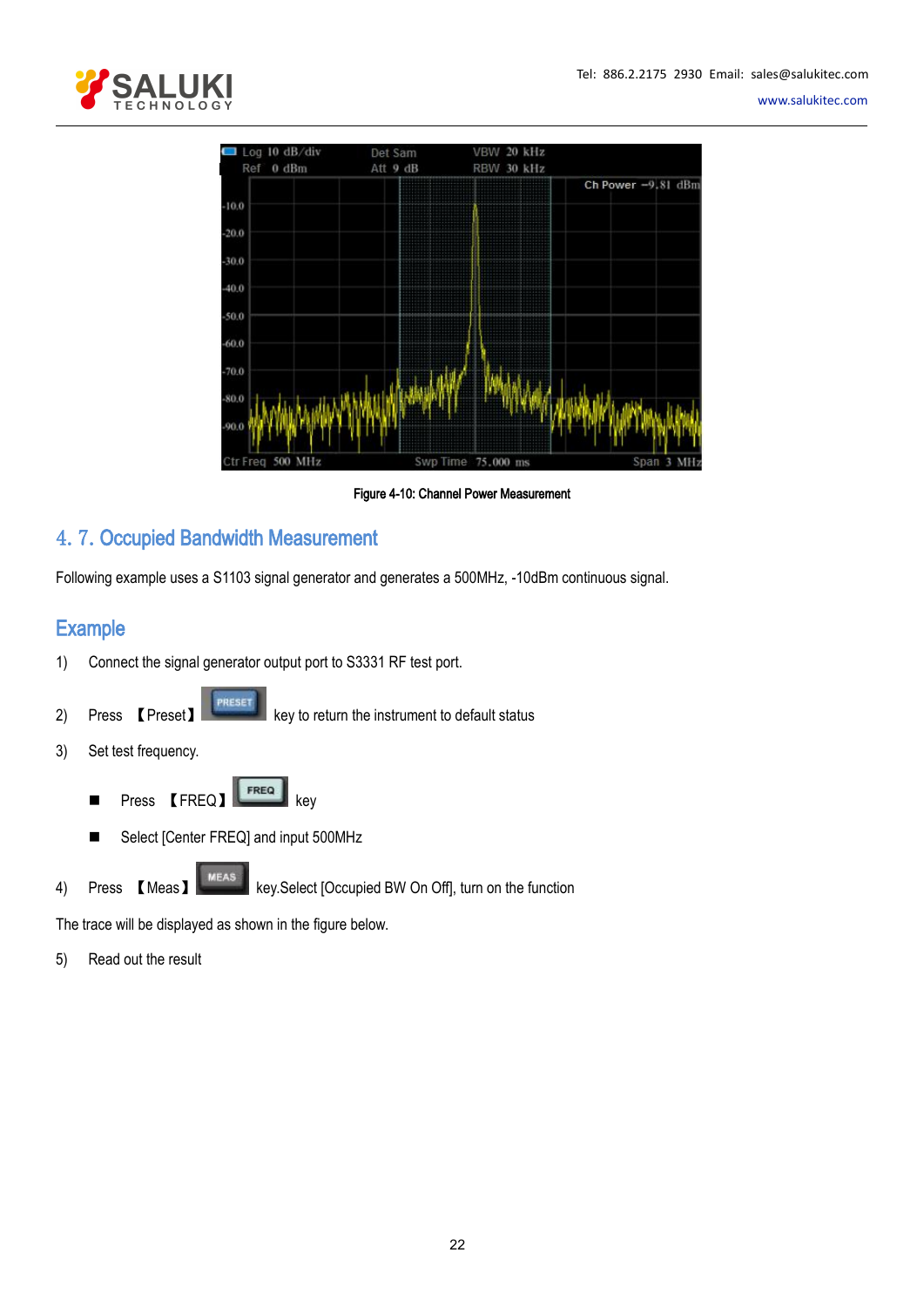Figure 4-10: Channel Power Measurement

## 4. 7. Occupied Bandwidth Measurement

Following example uses a S1103 signal generator and generates a 500MHz, -10dBm continuous signal.

## Example

1) Connect the signal generator output port to S3331 RF test port.

2) Press 【Preset】 key to return the instrument to default status

3) Set test frequency.

- Press 【FREQ】 key
- Select [Center FREQ] and input 500MHz

4) Press 【Meas】 key.Select [Occupied BW On Off], turn on the function

The trace will be displayed as shown in the figure below.

5) Read out the result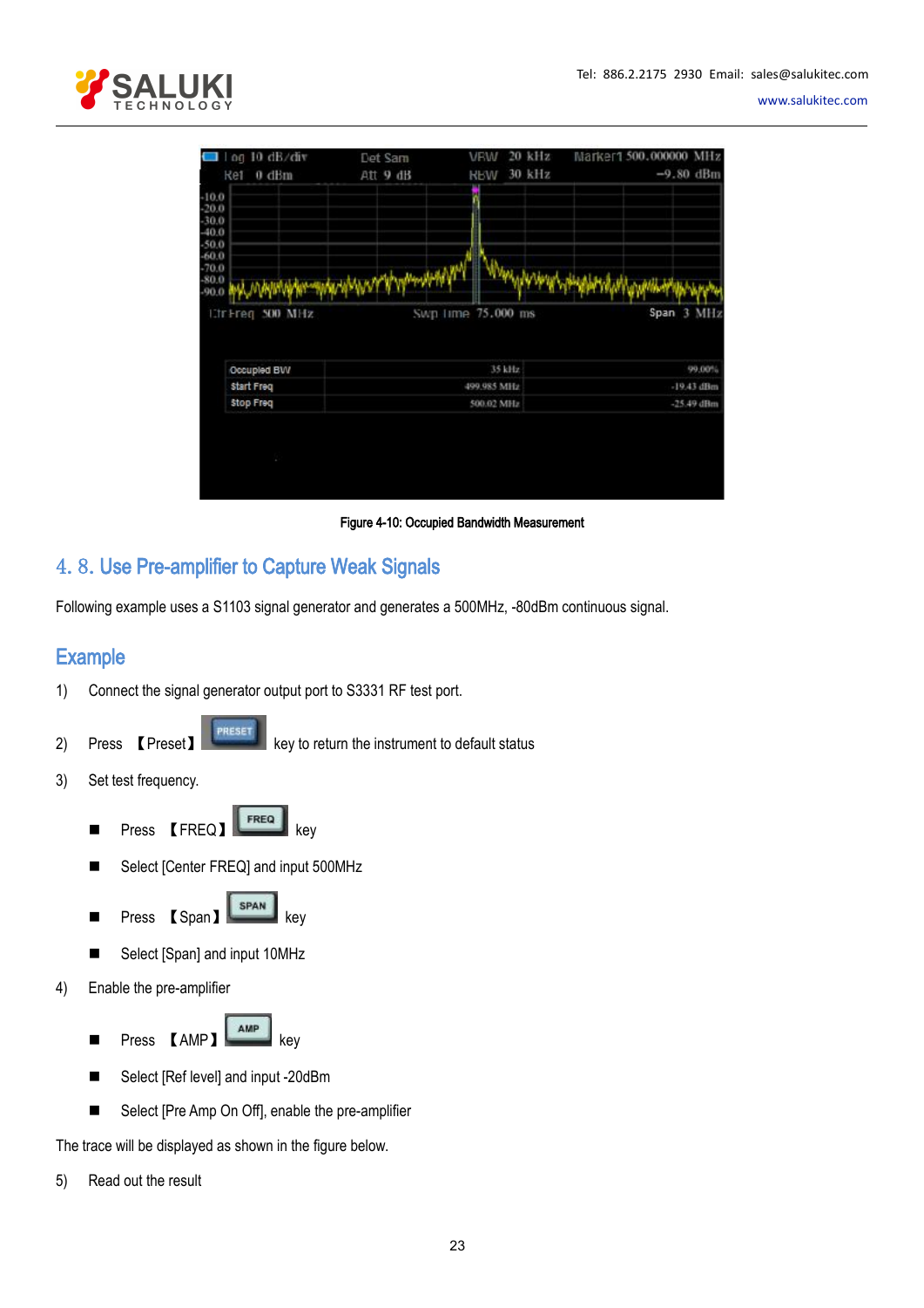Figure 4-10: Occupied Bandwidth Measurement

## 4. 8. Use Pre-amplifier to Capture Weak Signals

Following example uses a S1103 signal generator and generates a 500MHz, -80dBm continuous signal.

### Example

1) Connect the signal generator output port to S3331 RF test port.

2) Press 【Preset】 key to return the instrument to default status

3) Set test frequency.

- Press 【FREQ】 key
- Select [Center FREQ] and input 500MHz
- Press 【Span】 key
- Select [Span] and input 10MHz

4) Enable the pre-amplifier

- Press 【AMP】 key
- Select [Ref level] and input -20dBm
- Select [Pre Amp On Off], enable the pre-amplifier

The trace will be displayed as shown in the figure below.

5) Read out the result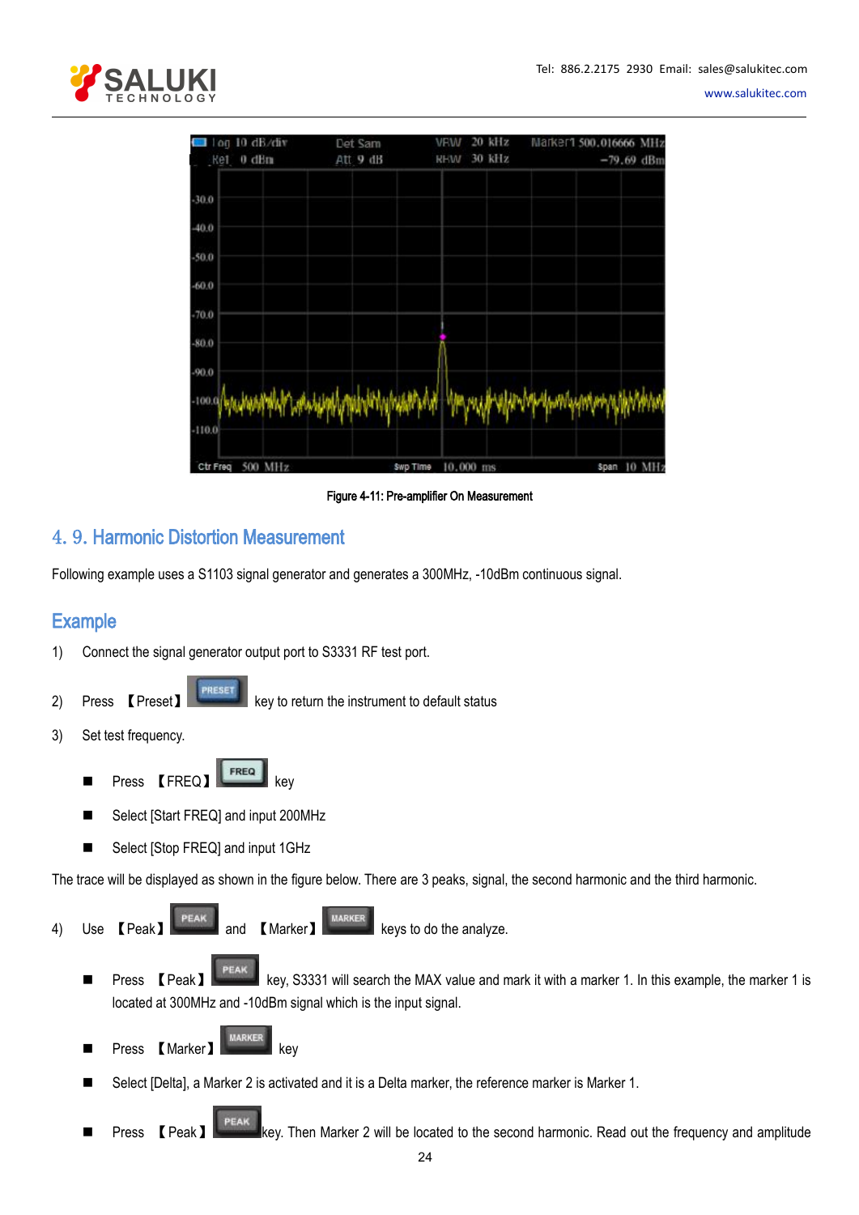Figure 4-11: Pre-amplifier On Measurement

## 4. 9. Harmonic Distortion Measurement

Following example uses a S1103 signal generator and generates a 300MHz, -10dBm continuous signal.

### Example

1) Connect the signal generator output port to S3331 RF test port.

2) Press 【Preset】 PRESET key to return the instrument to default status

3) Set test frequency.

- Press 【FREQ】 FREQ key
- Select [Start FREQ] and input 200MHz
- Select [Stop FREQ] and input 1GHz

The trace will be displayed as shown in the figure below. There are 3 peaks, signal, the second harmonic and the third harmonic.

4) Use 【Peak】 PEAK and 【Marker】 MARKER keys to do the analyze.

- Press 【Peak】 PEAK key, S3331 will search the MAX value and mark it with a marker 1. In this example, the marker 1 is located at 300MHz and -10dBm signal which is the input signal.
- Press 【Marker】 MARKER key
- Select [Delta], a Marker 2 is activated and it is a Delta marker, the reference marker is Marker 1.
- Press 【Peak】 PEAK key. Then Marker 2 will be located to the second harmonic. Read out the frequency and amplitude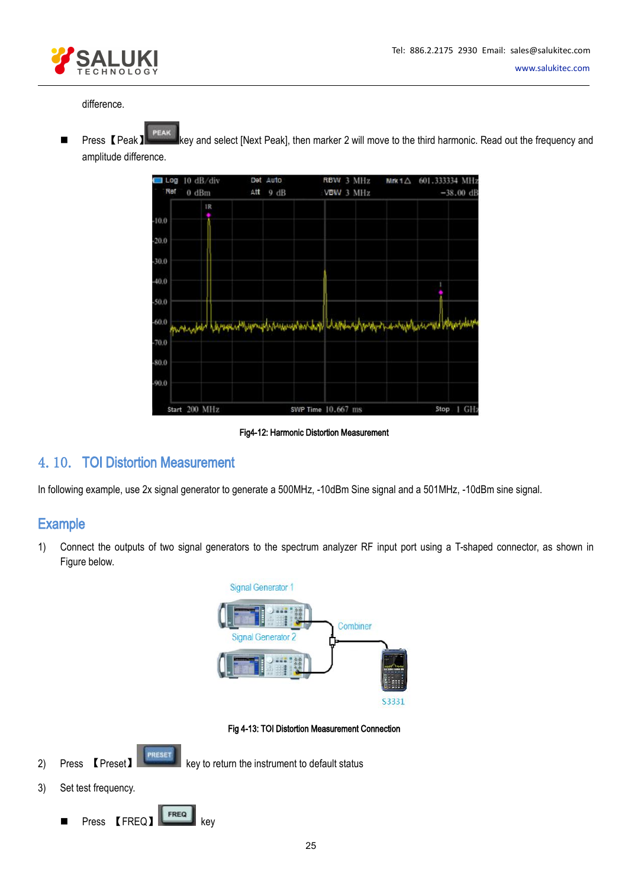difference.

- Press 【Peak】 key and select [Next Peak], then marker 2 will move to the third harmonic. Read out the frequency and amplitude difference.

Fig4-12: Harmonic Distortion Measurement

## 4. 10. TOI Distortion Measurement

In following example, use 2x signal generator to generate a 500MHz, -10dBm Sine signal and a 501MHz, -10dBm sine signal.

## Example

1) Connect the outputs of two signal generators to the spectrum analyzer RF input port using a T-shaped connector, as shown in Figure below.

Fig 4-13: TOI Distortion Measurement Connection

2) Press 【Preset】 key to return the instrument to default status

3) Set test frequency.

- Press 【FREQ】 key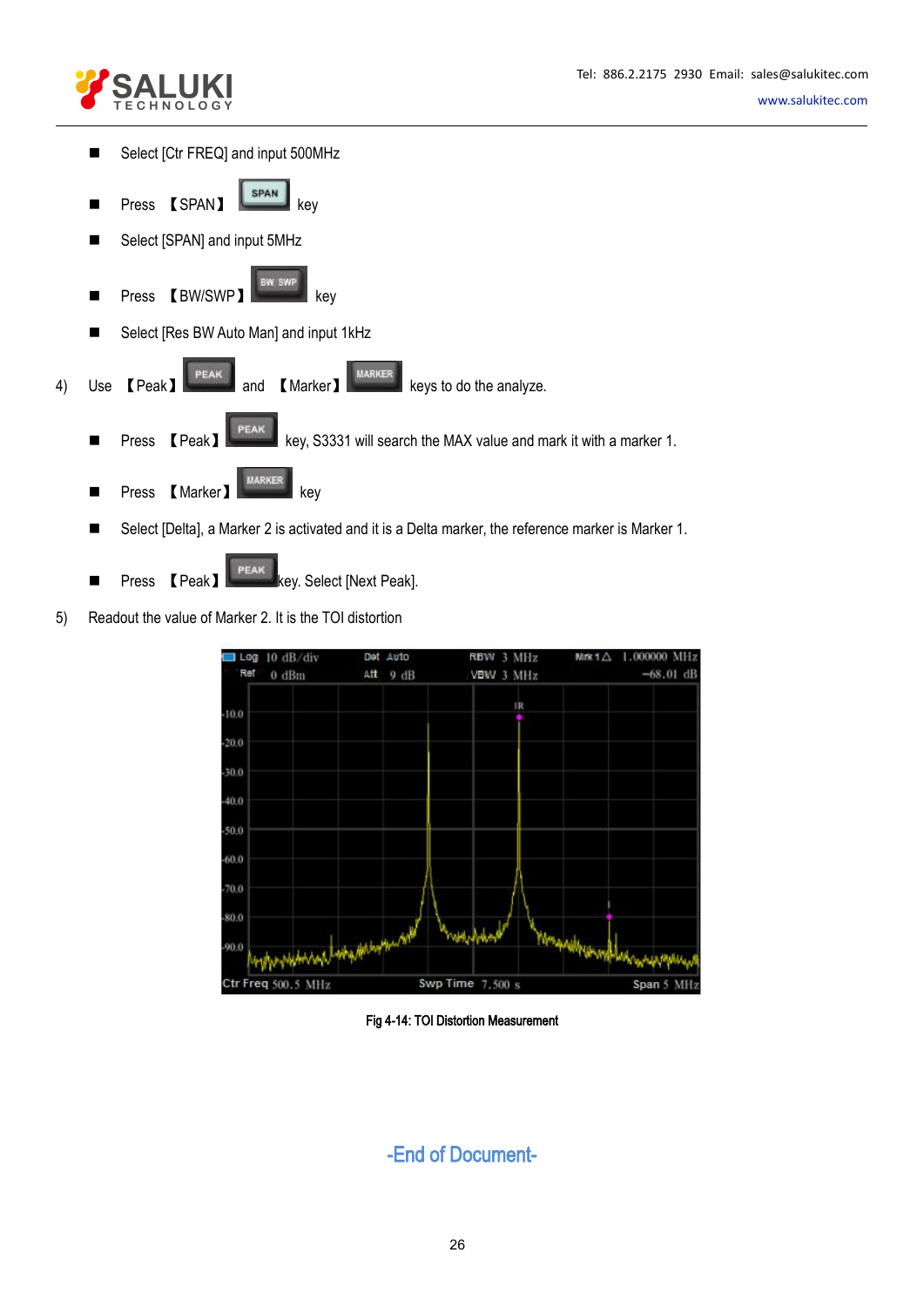- Select [Ctr FREQ] and input 500MHz
- Press 【SPAN】 SPAN key
- Select [SPAN] and input 5MHz
- Press 【BW/SWP】 BW SWP key
- Select [Res BW Auto Man] and input 1kHz

4) Use 【Peak】 PEAK and 【Marker】 MARKER keys to do the analyze.

- Press 【Peak】 PEAK key, S3331 will search the MAX value and mark it with a marker 1.
- Press 【Marker】 MARKER key
- Select [Delta], a Marker 2 is activated and it is a Delta marker, the reference marker is Marker 1.
- Press 【Peak】 PEAK key. Select [Next Peak].

5) Readout the value of Marker 2. It is the TOI distortion

Log 10 dB/div
Ref 0 dBm
Det Auto
Att 9 dB
RBW 3 MHz
VBW 3 MHz
Mrk1△ 1.000000 MHz
-68.01 dB
IR
-10.0
-20.0
-30.0
-40.0
-50.0
-60.0
-70.0
-80.0
-90.0
Ctr Freq 500.5 MHz
Swp Time 7.500 s
Span 5 MHz

Fig 4-14: TOI Distortion Measurement

-End of Document-